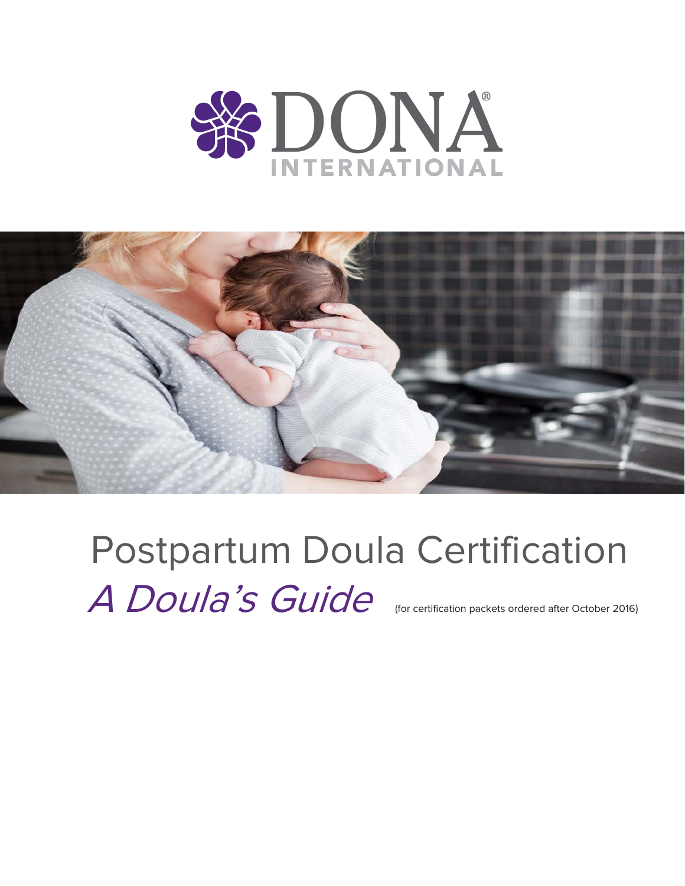DONA INTERNATIONAL

# Postpartum Doula Certification

## *A Doula's Guide*

(for certification packets ordered after October 2016)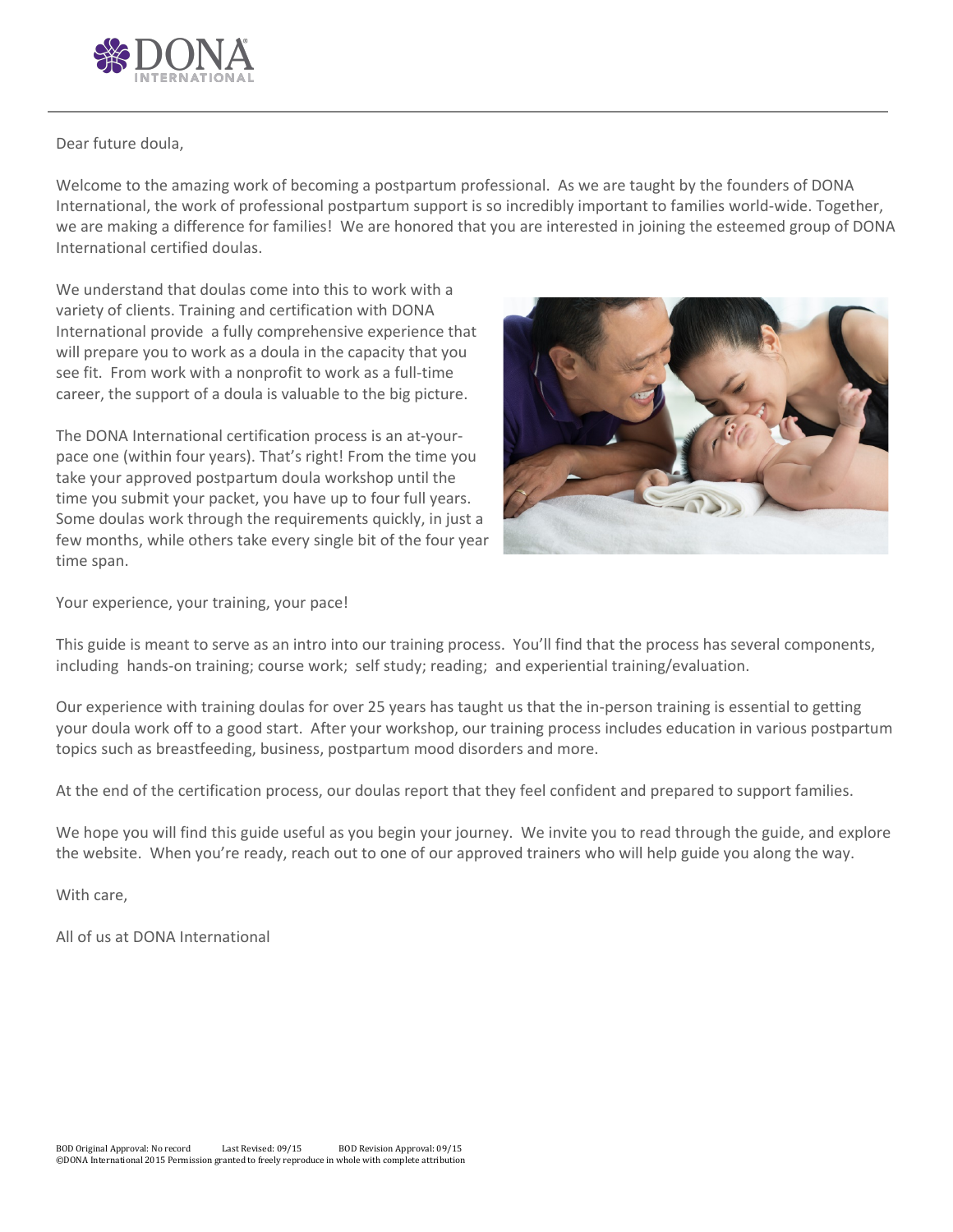Dear future doula,

Welcome to the amazing work of becoming a postpartum professional. As we are taught by the founders of DONA International, the work of professional postpartum support is so incredibly important to families world-wide. Together, we are making a difference for families! We are honored that you are interested in joining the esteemed group of DONA International certified doulas.

We understand that doulas come into this to work with a variety of clients. Training and certification with DONA International provide a fully comprehensive experience that will prepare you to work as a doula in the capacity that you see fit. From work with a nonprofit to work as a full-time career, the support of a doula is valuable to the big picture.

The DONA International certification process is an at-your-pace one (within four years). That's right! From the time you take your approved postpartum doula workshop until the time you submit your packet, you have up to four full years. Some doulas work through the requirements quickly, in just a few months, while others take every single bit of the four year time span.

Your experience, your training, your pace!

This guide is meant to serve as an intro into our training process. You'll find that the process has several components, including hands-on training; course work; self study; reading; and experiential training/evaluation.

Our experience with training doulas for over 25 years has taught us that the in-person training is essential to getting your doula work off to a good start. After your workshop, our training process includes education in various postpartum topics such as breastfeeding, business, postpartum mood disorders and more.

At the end of the certification process, our doulas report that they feel confident and prepared to support families.

We hope you will find this guide useful as you begin your journey. We invite you to read through the guide, and explore the website. When you're ready, reach out to one of our approved trainers who will help guide you along the way.

With care,

All of us at DONA International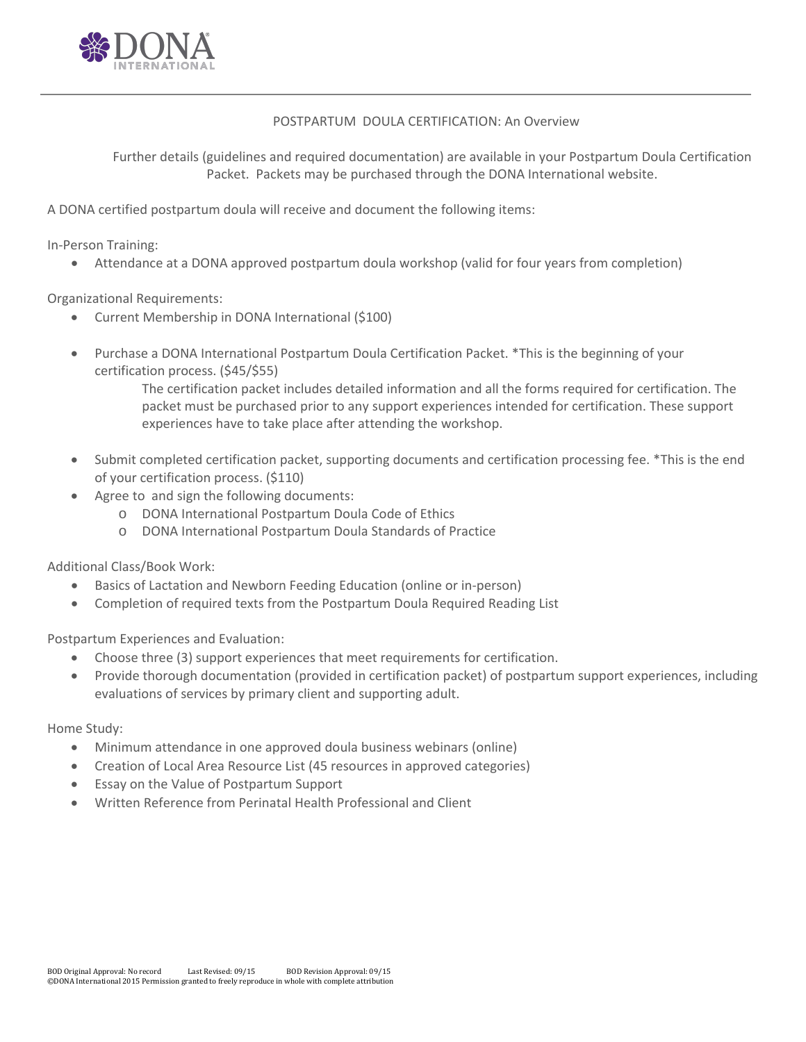# POSTPARTUM DOULA CERTIFICATION: An Overview

Further details (guidelines and required documentation) are available in your Postpartum Doula Certification Packet. Packets may be purchased through the DONA International website.

A DONA certified postpartum doula will receive and document the following items:

In-Person Training:

- Attendance at a DONA approved postpartum doula workshop (valid for four years from completion)

Organizational Requirements:

- Current Membership in DONA International ($100)
- Purchase a DONA International Postpartum Doula Certification Packet. *This is the beginning of your certification process. ($45/$55)

  The certification packet includes detailed information and all the forms required for certification. The packet must be purchased prior to any support experiences intended for certification. These support experiences have to take place after attending the workshop.

- Submit completed certification packet, supporting documents and certification processing fee. *This is the end of your certification process. ($110)
- Agree to and sign the following documents:
  - DONA International Postpartum Doula Code of Ethics
  - DONA International Postpartum Doula Standards of Practice

Additional Class/Book Work:

- Basics of Lactation and Newborn Feeding Education (online or in-person)
- Completion of required texts from the Postpartum Doula Required Reading List

Postpartum Experiences and Evaluation:

- Choose three (3) support experiences that meet requirements for certification.
- Provide thorough documentation (provided in certification packet) of postpartum support experiences, including evaluations of services by primary client and supporting adult.

Home Study:

- Minimum attendance in one approved doula business webinars (online)
- Creation of Local Area Resource List (45 resources in approved categories)
- Essay on the Value of Postpartum Support
- Written Reference from Perinatal Health Professional and Client

BOD Original Approval: No record    Last Revised: 09/15    BOD Revision Approval: 09/15
©DONA International 2015 Permission granted to freely reproduce in whole with complete attribution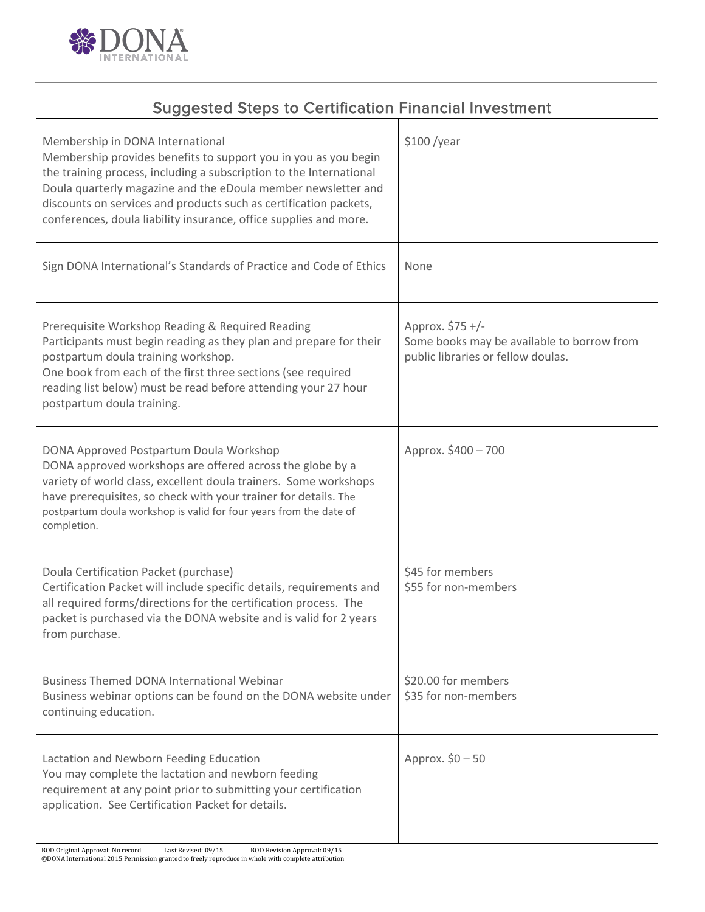## Suggested Steps to Certification Financial Investment

| | |
|---|---|
| Membership in DONA International<br>Membership provides benefits to support you in you as you begin the training process, including a subscription to the International Doula quarterly magazine and the eDoula member newsletter and discounts on services and products such as certification packets, conferences, doula liability insurance, office supplies and more. | $100 /year |
| Sign DONA International's Standards of Practice and Code of Ethics | None |
| Prerequisite Workshop Reading & Required Reading<br>Participants must begin reading as they plan and prepare for their postpartum doula training workshop.<br>One book from each of the first three sections (see required reading list below) must be read before attending your 27 hour postpartum doula training. | Approx. $75 +/-<br>Some books may be available to borrow from public libraries or fellow doulas. |
| DONA Approved Postpartum Doula Workshop<br>DONA approved workshops are offered across the globe by a variety of world class, excellent doula trainers. Some workshops have prerequisites, so check with your trainer for details. The postpartum doula workshop is valid for four years from the date of completion. | Approx. $400 – 700 |
| Doula Certification Packet (purchase)<br>Certification Packet will include specific details, requirements and all required forms/directions for the certification process. The packet is purchased via the DONA website and is valid for 2 years from purchase. | $45 for members<br>$55 for non-members |
| Business Themed DONA International Webinar<br>Business webinar options can be found on the DONA website under continuing education. | $20.00 for members<br>$35 for non-members |
| Lactation and Newborn Feeding Education<br>You may complete the lactation and newborn feeding requirement at any point prior to submitting your certification application. See Certification Packet for details. | Approx. $0 – 50 |

BOD Original Approval: No record Last Revised: 09/15 BOD Revision Approval: 09/15
©DONA International 2015 Permission granted to freely reproduce in whole with complete attribution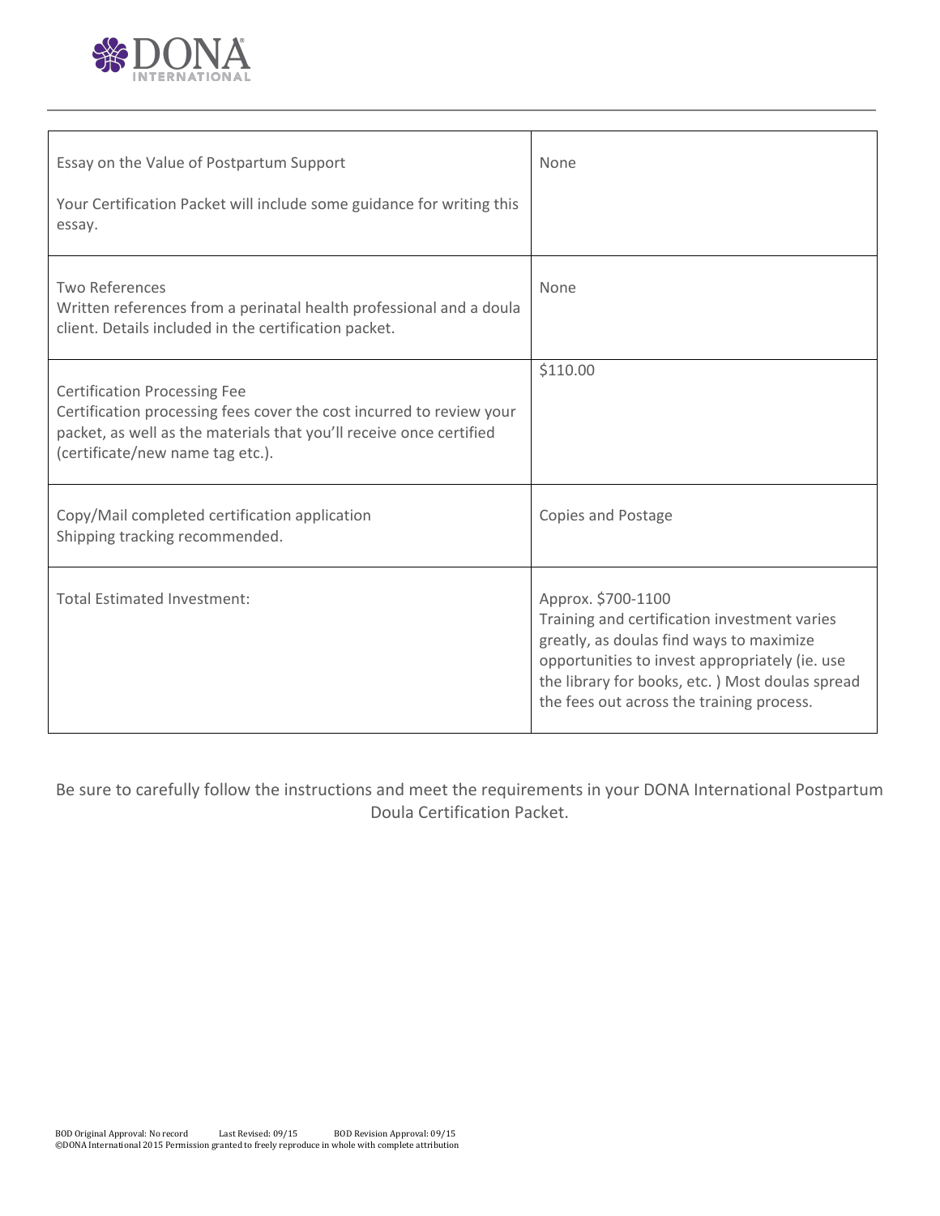| | |
|---|---|
| Essay on the Value of Postpartum Support<br><br>Your Certification Packet will include some guidance for writing this essay. | None |
| Two References<br>Written references from a perinatal health professional and a doula client. Details included in the certification packet. | None |
| Certification Processing Fee<br>Certification processing fees cover the cost incurred to review your packet, as well as the materials that you'll receive once certified (certificate/new name tag etc.). | $110.00 |
| Copy/Mail completed certification application<br>Shipping tracking recommended. | Copies and Postage |
| Total Estimated Investment: | Approx. $700-1100<br>Training and certification investment varies greatly, as doulas find ways to maximize opportunities to invest appropriately (ie. use the library for books, etc. ) Most doulas spread the fees out across the training process. |

Be sure to carefully follow the instructions and meet the requirements in your DONA International Postpartum Doula Certification Packet.

BOD Original Approval: No record  Last Revised: 09/15  BOD Revision Approval: 09/15
©DONA International 2015 Permission granted to freely reproduce in whole with complete attribution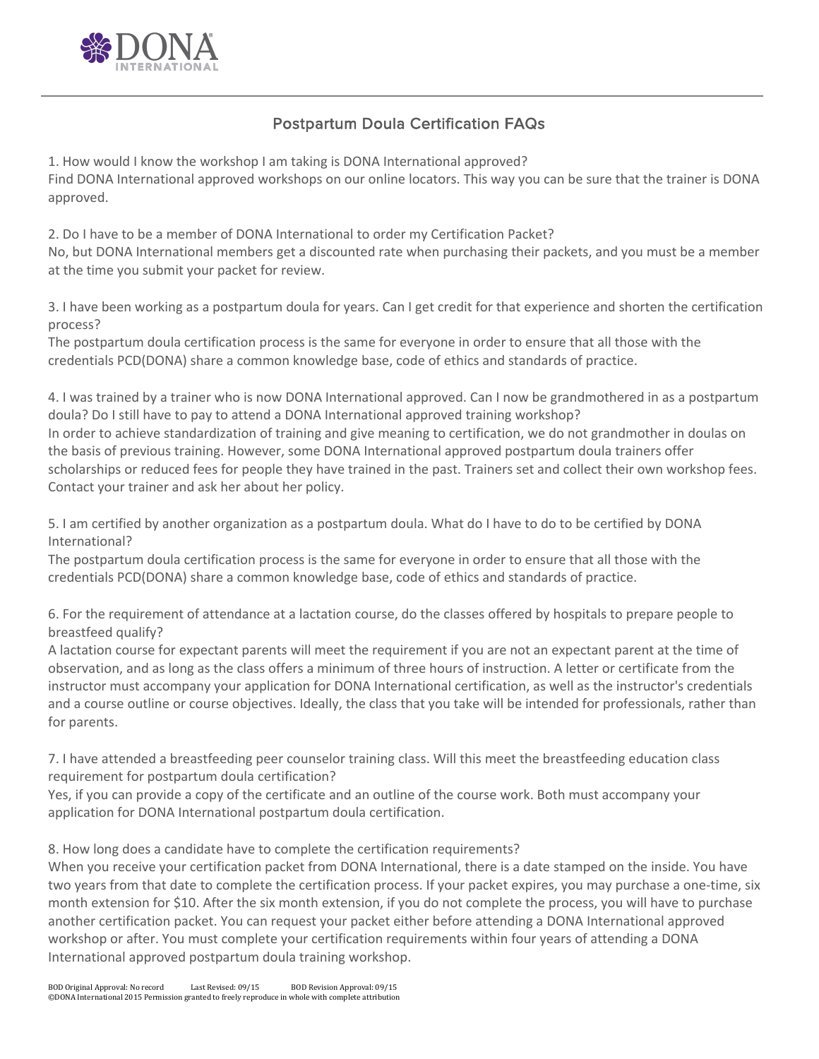# Postpartum Doula Certification FAQs

1. How would I know the workshop I am taking is DONA International approved?
Find DONA International approved workshops on our online locators. This way you can be sure that the trainer is DONA approved.

2. Do I have to be a member of DONA International to order my Certification Packet?
No, but DONA International members get a discounted rate when purchasing their packets, and you must be a member at the time you submit your packet for review.

3. I have been working as a postpartum doula for years. Can I get credit for that experience and shorten the certification process?
The postpartum doula certification process is the same for everyone in order to ensure that all those with the credentials PCD(DONA) share a common knowledge base, code of ethics and standards of practice.

4. I was trained by a trainer who is now DONA International approved. Can I now be grandmothered in as a postpartum doula? Do I still have to pay to attend a DONA International approved training workshop?
In order to achieve standardization of training and give meaning to certification, we do not grandmother in doulas on the basis of previous training. However, some DONA International approved postpartum doula trainers offer scholarships or reduced fees for people they have trained in the past. Trainers set and collect their own workshop fees. Contact your trainer and ask her about her policy.

5. I am certified by another organization as a postpartum doula. What do I have to do to be certified by DONA International?
The postpartum doula certification process is the same for everyone in order to ensure that all those with the credentials PCD(DONA) share a common knowledge base, code of ethics and standards of practice.

6. For the requirement of attendance at a lactation course, do the classes offered by hospitals to prepare people to breastfeed qualify?
A lactation course for expectant parents will meet the requirement if you are not an expectant parent at the time of observation, and as long as the class offers a minimum of three hours of instruction. A letter or certificate from the instructor must accompany your application for DONA International certification, as well as the instructor's credentials and a course outline or course objectives. Ideally, the class that you take will be intended for professionals, rather than for parents.

7. I have attended a breastfeeding peer counselor training class. Will this meet the breastfeeding education class requirement for postpartum doula certification?
Yes, if you can provide a copy of the certificate and an outline of the course work. Both must accompany your application for DONA International postpartum doula certification.

8. How long does a candidate have to complete the certification requirements?
When you receive your certification packet from DONA International, there is a date stamped on the inside. You have two years from that date to complete the certification process. If your packet expires, you may purchase a one-time, six month extension for $10. After the six month extension, if you do not complete the process, you will have to purchase another certification packet. You can request your packet either before attending a DONA International approved workshop or after. You must complete your certification requirements within four years of attending a DONA International approved postpartum doula training workshop.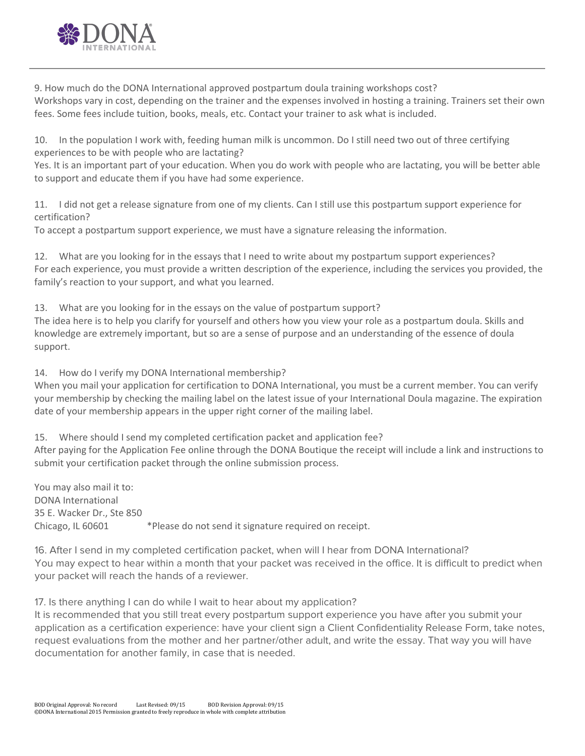9. How much do the DONA International approved postpartum doula training workshops cost?
Workshops vary in cost, depending on the trainer and the expenses involved in hosting a training. Trainers set their own fees. Some fees include tuition, books, meals, etc. Contact your trainer to ask what is included.

10. In the population I work with, feeding human milk is uncommon. Do I still need two out of three certifying experiences to be with people who are lactating?
Yes. It is an important part of your education. When you do work with people who are lactating, you will be better able to support and educate them if you have had some experience.

11. I did not get a release signature from one of my clients. Can I still use this postpartum support experience for certification?
To accept a postpartum support experience, we must have a signature releasing the information.

12. What are you looking for in the essays that I need to write about my postpartum support experiences?
For each experience, you must provide a written description of the experience, including the services you provided, the family's reaction to your support, and what you learned.

13. What are you looking for in the essays on the value of postpartum support?
The idea here is to help you clarify for yourself and others how you view your role as a postpartum doula. Skills and knowledge are extremely important, but so are a sense of purpose and an understanding of the essence of doula support.

14. How do I verify my DONA International membership?
When you mail your application for certification to DONA International, you must be a current member. You can verify your membership by checking the mailing label on the latest issue of your International Doula magazine. The expiration date of your membership appears in the upper right corner of the mailing label.

15. Where should I send my completed certification packet and application fee?
After paying for the Application Fee online through the DONA Boutique the receipt will include a link and instructions to submit your certification packet through the online submission process.

You may also mail it to:
DONA International
35 E. Wacker Dr., Ste 850
Chicago, IL 60601 *Please do not send it signature required on receipt.

16. After I send in my completed certification packet, when will I hear from DONA International?
You may expect to hear within a month that your packet was received in the office. It is difficult to predict when your packet will reach the hands of a reviewer.

17. Is there anything I can do while I wait to hear about my application?
It is recommended that you still treat every postpartum support experience you have after you submit your application as a certification experience: have your client sign a Client Confidentiality Release Form, take notes, request evaluations from the mother and her partner/other adult, and write the essay. That way you will have documentation for another family, in case that is needed.

BOD Original Approval: No record Last Revised: 09/15 BOD Revision Approval: 09/15
©DONA International 2015 Permission granted to freely reproduce in whole with complete attribution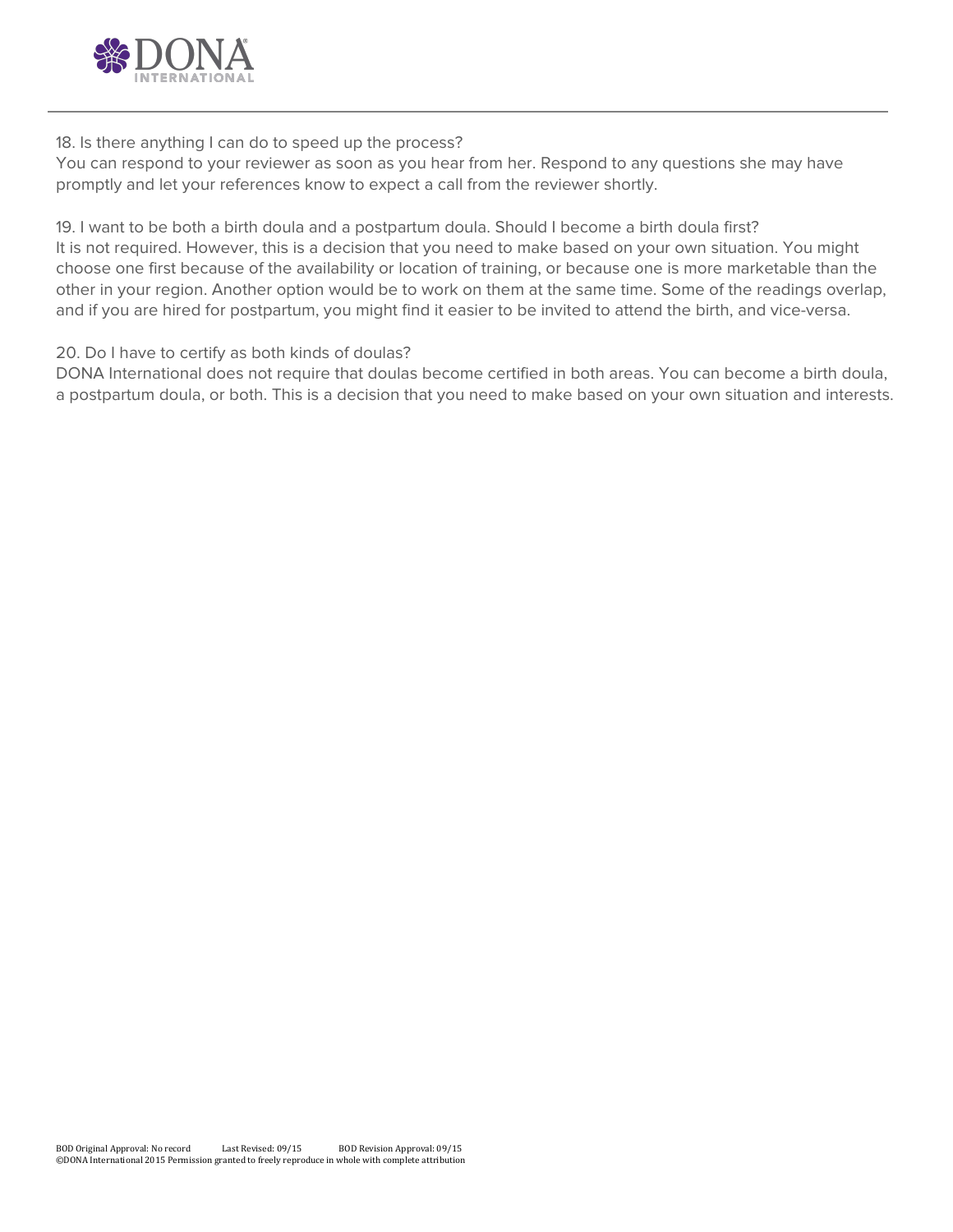18. Is there anything I can do to speed up the process?
You can respond to your reviewer as soon as you hear from her. Respond to any questions she may have promptly and let your references know to expect a call from the reviewer shortly.

19. I want to be both a birth doula and a postpartum doula. Should I become a birth doula first?
It is not required. However, this is a decision that you need to make based on your own situation. You might choose one first because of the availability or location of training, or because one is more marketable than the other in your region. Another option would be to work on them at the same time. Some of the readings overlap, and if you are hired for postpartum, you might find it easier to be invited to attend the birth, and vice-versa.

20. Do I have to certify as both kinds of doulas?
DONA International does not require that doulas become certified in both areas. You can become a birth doula, a postpartum doula, or both. This is a decision that you need to make based on your own situation and interests.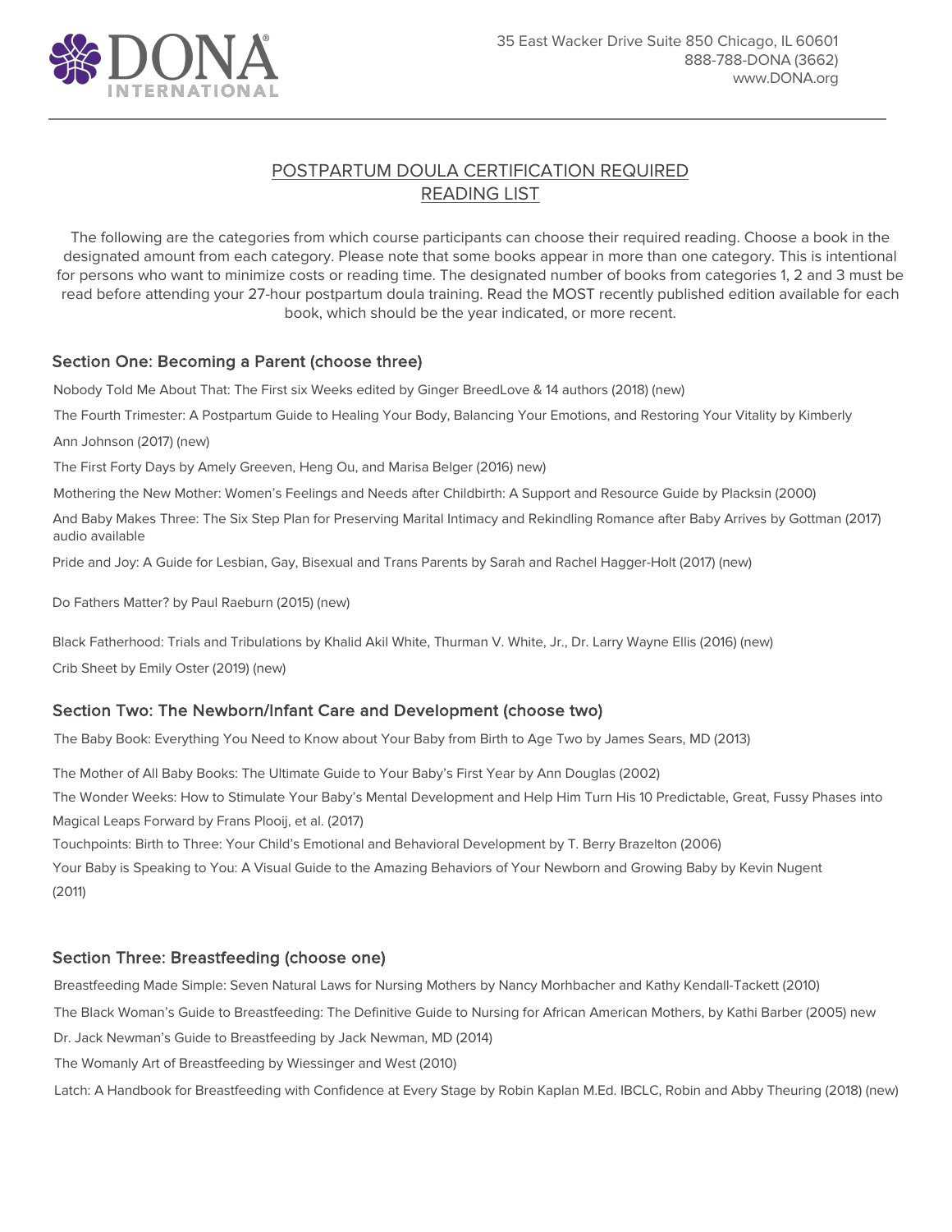35 East Wacker Drive Suite 850 Chicago, IL 60601
888-788-DONA (3662)
www.DONA.org

## POSTPARTUM DOULA CERTIFICATION REQUIRED READING LIST

The following are the categories from which course participants can choose their required reading. Choose a book in the designated amount from each category. Please note that some books appear in more than one category. This is intentional for persons who want to minimize costs or reading time. The designated number of books from categories 1, 2 and 3 must be read before attending your 27-hour postpartum doula training. Read the MOST recently published edition available for each book, which should be the year indicated, or more recent.

### Section One: Becoming a Parent (choose three)

Nobody Told Me About That: The First six Weeks edited by Ginger BreedLove & 14 authors (2018) (new)

The Fourth Trimester: A Postpartum Guide to Healing Your Body, Balancing Your Emotions, and Restoring Your Vitality by Kimberly Ann Johnson (2017) (new)

The First Forty Days by Amely Greeven, Heng Ou, and Marisa Belger (2016) new)

Mothering the New Mother: Women's Feelings and Needs after Childbirth: A Support and Resource Guide by Placksin (2000)

And Baby Makes Three: The Six Step Plan for Preserving Marital Intimacy and Rekindling Romance after Baby Arrives by Gottman (2017) audio available

Pride and Joy: A Guide for Lesbian, Gay, Bisexual and Trans Parents by Sarah and Rachel Hagger-Holt (2017) (new)

Do Fathers Matter? by Paul Raeburn (2015) (new)

Black Fatherhood: Trials and Tribulations by Khalid Akil White, Thurman V. White, Jr., Dr. Larry Wayne Ellis (2016) (new)

Crib Sheet by Emily Oster (2019) (new)

### Section Two: The Newborn/Infant Care and Development (choose two)

The Baby Book: Everything You Need to Know about Your Baby from Birth to Age Two by James Sears, MD (2013)

The Mother of All Baby Books: The Ultimate Guide to Your Baby's First Year by Ann Douglas (2002)

The Wonder Weeks: How to Stimulate Your Baby's Mental Development and Help Him Turn His 10 Predictable, Great, Fussy Phases into Magical Leaps Forward by Frans Plooij, et al. (2017)

Touchpoints: Birth to Three: Your Child's Emotional and Behavioral Development by T. Berry Brazelton (2006)

Your Baby is Speaking to You: A Visual Guide to the Amazing Behaviors of Your Newborn and Growing Baby by Kevin Nugent (2011)

### Section Three: Breastfeeding (choose one)

Breastfeeding Made Simple: Seven Natural Laws for Nursing Mothers by Nancy Morhbacher and Kathy Kendall-Tackett (2010)

The Black Woman's Guide to Breastfeeding: The Definitive Guide to Nursing for African American Mothers, by Kathi Barber (2005) new

Dr. Jack Newman's Guide to Breastfeeding by Jack Newman, MD (2014)

The Womanly Art of Breastfeeding by Wiessinger and West (2010)

Latch: A Handbook for Breastfeeding with Confidence at Every Stage by Robin Kaplan M.Ed. IBCLC, Robin and Abby Theuring (2018) (new)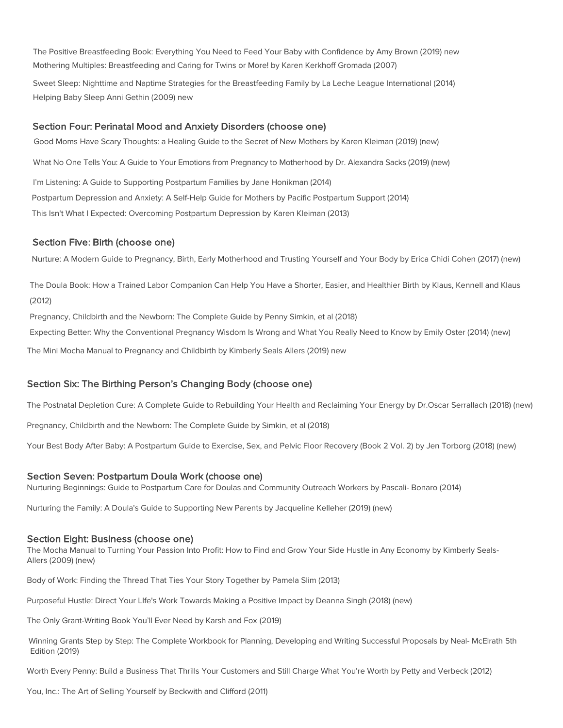The Positive Breastfeeding Book: Everything You Need to Feed Your Baby with Confidence by Amy Brown (2019) new

Mothering Multiples: Breastfeeding and Caring for Twins or More! by Karen Kerkhoff Gromada (2007)

Sweet Sleep: Nighttime and Naptime Strategies for the Breastfeeding Family by La Leche League International (2014)

Helping Baby Sleep Anni Gethin (2009) new

## Section Four: Perinatal Mood and Anxiety Disorders (choose one)

Good Moms Have Scary Thoughts: a Healing Guide to the Secret of New Mothers by Karen Kleiman (2019) (new)

What No One Tells You: A Guide to Your Emotions from Pregnancy to Motherhood by Dr. Alexandra Sacks (2019) (new)

I'm Listening: A Guide to Supporting Postpartum Families by Jane Honikman (2014)

Postpartum Depression and Anxiety: A Self-Help Guide for Mothers by Pacific Postpartum Support (2014)

This Isn't What I Expected: Overcoming Postpartum Depression by Karen Kleiman (2013)

## Section Five: Birth (choose one)

Nurture: A Modern Guide to Pregnancy, Birth, Early Motherhood and Trusting Yourself and Your Body by Erica Chidi Cohen (2017) (new)

The Doula Book: How a Trained Labor Companion Can Help You Have a Shorter, Easier, and Healthier Birth by Klaus, Kennell and Klaus (2012)

Pregnancy, Childbirth and the Newborn: The Complete Guide by Penny Simkin, et al (2018)

Expecting Better: Why the Conventional Pregnancy Wisdom Is Wrong and What You Really Need to Know by Emily Oster (2014) (new)

The Mini Mocha Manual to Pregnancy and Childbirth by Kimberly Seals Allers (2019) new

## Section Six: The Birthing Person's Changing Body (choose one)

The Postnatal Depletion Cure: A Complete Guide to Rebuilding Your Health and Reclaiming Your Energy by Dr.Oscar Serrallach (2018) (new)

Pregnancy, Childbirth and the Newborn: The Complete Guide by Simkin, et al (2018)

Your Best Body After Baby: A Postpartum Guide to Exercise, Sex, and Pelvic Floor Recovery (Book 2 Vol. 2) by Jen Torborg (2018) (new)

## Section Seven: Postpartum Doula Work (choose one)

Nurturing Beginnings: Guide to Postpartum Care for Doulas and Community Outreach Workers by Pascali- Bonaro (2014)

Nurturing the Family: A Doula's Guide to Supporting New Parents by Jacqueline Kelleher (2019) (new)

## Section Eight: Business (choose one)

The Mocha Manual to Turning Your Passion Into Profit: How to Find and Grow Your Side Hustle in Any Economy by Kimberly Seals-Allers (2009) (new)

Body of Work: Finding the Thread That Ties Your Story Together by Pamela Slim (2013)

Purposeful Hustle: Direct Your LIfe's Work Towards Making a Positive Impact by Deanna Singh (2018) (new)

The Only Grant-Writing Book You'll Ever Need by Karsh and Fox (2019)

Winning Grants Step by Step: The Complete Workbook for Planning, Developing and Writing Successful Proposals by Neal- McElrath 5th Edition (2019)

Worth Every Penny: Build a Business That Thrills Your Customers and Still Charge What You're Worth by Petty and Verbeck (2012)

You, Inc.: The Art of Selling Yourself by Beckwith and Clifford (2011)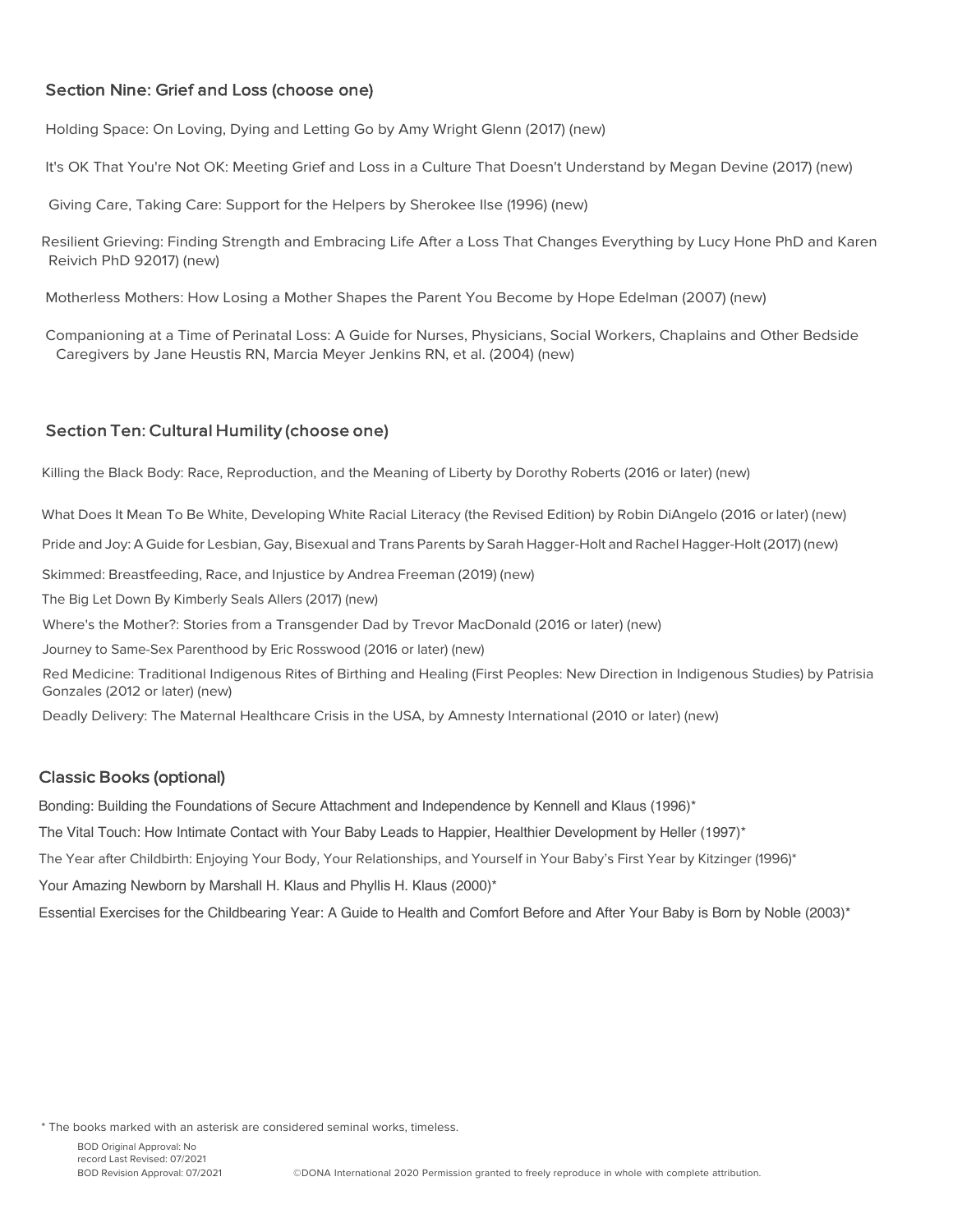## Section Nine: Grief and Loss (choose one)

Holding Space: On Loving, Dying and Letting Go by Amy Wright Glenn (2017) (new)

It's OK That You're Not OK: Meeting Grief and Loss in a Culture That Doesn't Understand by Megan Devine (2017) (new)

Giving Care, Taking Care: Support for the Helpers by Sherokee Ilse (1996) (new)

Resilient Grieving: Finding Strength and Embracing Life After a Loss That Changes Everything by Lucy Hone PhD and Karen Reivich PhD 92017) (new)

Motherless Mothers: How Losing a Mother Shapes the Parent You Become by Hope Edelman (2007) (new)

Companioning at a Time of Perinatal Loss: A Guide for Nurses, Physicians, Social Workers, Chaplains and Other Bedside Caregivers by Jane Heustis RN, Marcia Meyer Jenkins RN, et al. (2004) (new)

## Section Ten: Cultural Humility (choose one)

Killing the Black Body: Race, Reproduction, and the Meaning of Liberty by Dorothy Roberts (2016 or later) (new)

What Does It Mean To Be White, Developing White Racial Literacy (the Revised Edition) by Robin DiAngelo (2016 or later) (new)

Pride and Joy: A Guide for Lesbian, Gay, Bisexual and Trans Parents by Sarah Hagger-Holt and Rachel Hagger-Holt (2017) (new)

Skimmed: Breastfeeding, Race, and Injustice by Andrea Freeman (2019) (new)

The Big Let Down By Kimberly Seals Allers (2017) (new)

Where's the Mother?: Stories from a Transgender Dad by Trevor MacDonald (2016 or later) (new)

Journey to Same-Sex Parenthood by Eric Rosswood (2016 or later) (new)

Red Medicine: Traditional Indigenous Rites of Birthing and Healing (First Peoples: New Direction in Indigenous Studies) by Patrisia Gonzales (2012 or later) (new)

Deadly Delivery: The Maternal Healthcare Crisis in the USA, by Amnesty International (2010 or later) (new)

## Classic Books (optional)

Bonding: Building the Foundations of Secure Attachment and Independence by Kennell and Klaus (1996)*

The Vital Touch: How Intimate Contact with Your Baby Leads to Happier, Healthier Development by Heller (1997)*

The Year after Childbirth: Enjoying Your Body, Your Relationships, and Yourself in Your Baby's First Year by Kitzinger (1996)*

Your Amazing Newborn by Marshall H. Klaus and Phyllis H. Klaus (2000)*

Essential Exercises for the Childbearing Year: A Guide to Health and Comfort Before and After Your Baby is Born by Noble (2003)*

* The books marked with an asterisk are considered seminal works, timeless.

BOD Original Approval: No record Last Revised: 07/2021
BOD Revision Approval: 07/2021

©DONA International 2020 Permission granted to freely reproduce in whole with complete attribution.